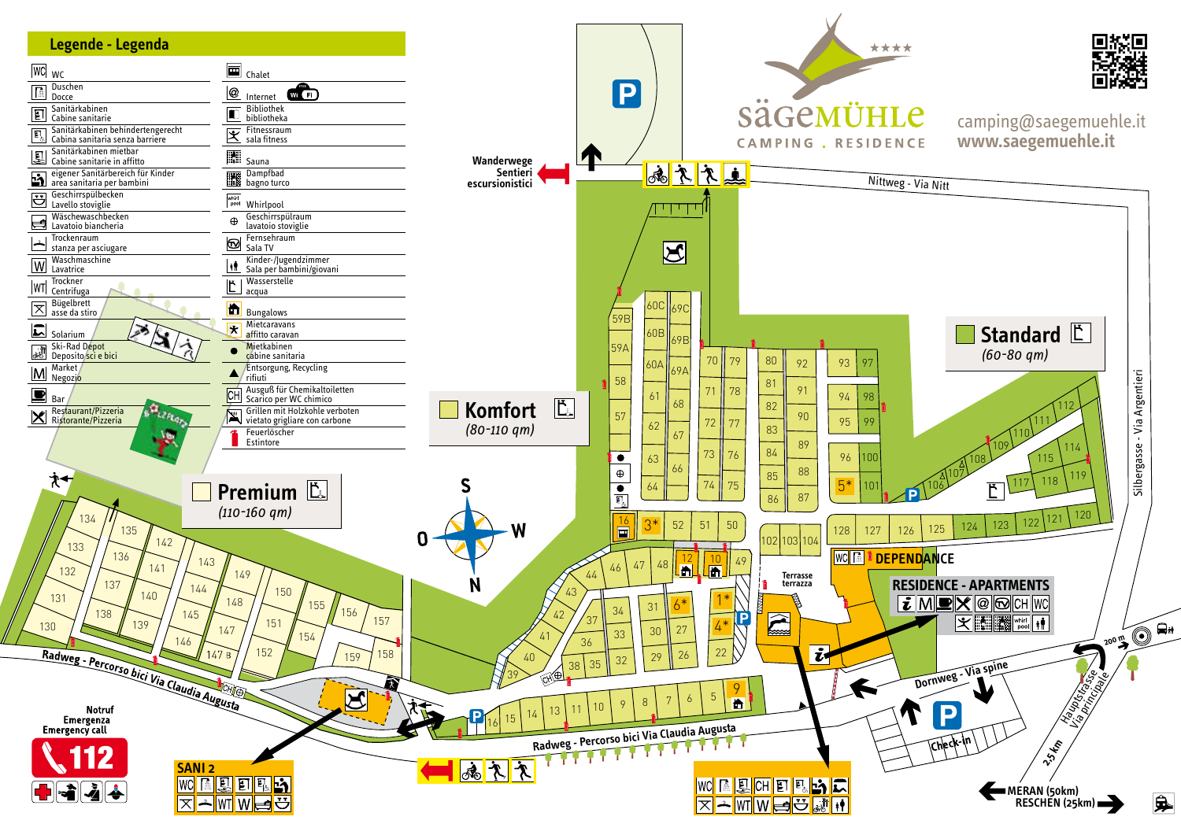# Sägemühle

★★★★

CAMPING . RESIDENCE

camping@saegemuehle.it
www.saegemuehle.it

## Legende - Legenda

| | |
|---|---|
| WC | Chalet |
| Duschen / Docce | Internet / Wi-Fi free |
| Sanitärkabinen / Cabine sanitarie | Bibliothek / bibliotheka |
| Sanitärkabinen behindertengerecht / Cabina sanitaria senza barriere | Fitnessraum / sala fitness |
| Sanitärkabinen mietbar / Cabine sanitarie in affitto | Sauna |
| eigener Sanitärbereich für Kinder / area sanitaria per bambini | Dampfbad / bagno turco |
| Geschirrspülbecken / Lavello stoviglie | Whirlpool |
| Wäschewaschbecken / Lavatoio biancheria | Geschirrspülraum / lavatoio stoviglie |
| Trockenraum / stanza per asciugare | Fernsehraum / Sala TV |
| Waschmaschine / Lavatrice | Kinder-/Jugendzimmer / Sala per bambini/giovani |
| Trockner / Centrifuga | Wasserstelle / acqua |
| Bügelbrett / asse da stiro | Bungalows |
| Solarium | Mietcaravans / affitto caravan |
| Ski-Rad Depot / Deposito sci e bici | Mietkabinen / cabine sanitaria |
| Market / Negozio | Entsorgung, Recycling / rifiuti |
| Bar | Ausguß für Chemikaltoiletten / Scarico per WC chimico |
| Restaurant/Pizzeria / Ristorante/Pizzeria | Grillen mit Holzkohle verboten / vietato grigliare con carbone |
| | Feuerlöscher / Estintore |

**Premium** (110-160 qm)

**Komfort** (80-110 qm)

**Standard** (60-80 qm)

Wanderwege / Sentieri escursionistici

Nittweg - Via Nitt

Silbergasse - Via Argentieri

Radweg - Percorso bici Via Claudia Augusta

Dornweg - Via spine

Hauptstrasse - Via principale

Check-in

DEPENDANCE

RESIDENCE - APARTMENTS

Terrasse / terrazza

SANI 2

Notruf / Emergenza / Emergency call

112

200 m

2,5 km

MERAN (50km)
RESCHEN (25km)

S / O / W / N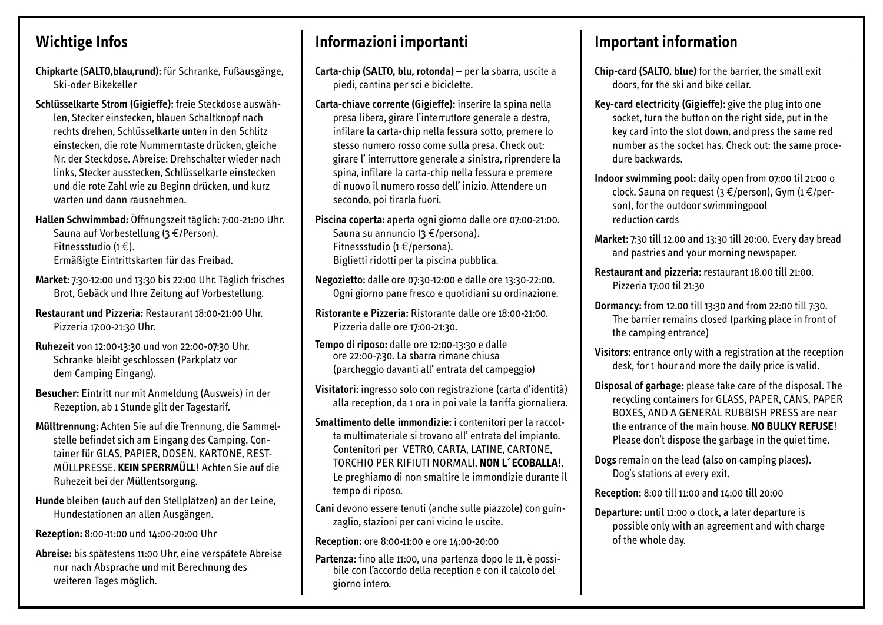## Wichtige Infos

**Chipkarte (SALTO,blau,rund):** für Schranke, Fußausgänge, Ski-oder Bikekeller

**Schlüsselkarte Strom (Gigieffe):** freie Steckdose auswählen, Stecker einstecken, blauen Schaltknopf nach rechts drehen, Schlüsselkarte unten in den Schlitz einstecken, die rote Nummerntaste drücken, gleiche Nr. der Steckdose. Abreise: Drehschalter wieder nach links, Stecker ausstecken, Schlüsselkarte einstecken und die rote Zahl wie zu Beginn drücken, und kurz warten und dann rausnehmen.

**Hallen Schwimmbad:** Öffnungszeit täglich: 7:00-21:00 Uhr. Sauna auf Vorbestellung (3 €/Person). Fitnessstudio (1 €). Ermäßigte Eintrittskarten für das Freibad.

**Market:** 7:30-12:00 und 13:30 bis 22:00 Uhr. Täglich frisches Brot, Gebäck und Ihre Zeitung auf Vorbestellung.

**Restaurant und Pizzeria:** Restaurant 18:00-21:00 Uhr. Pizzeria 17:00-21:30 Uhr.

**Ruhezeit** von 12:00-13:30 und von 22:00-07:30 Uhr. Schranke bleibt geschlossen (Parkplatz vor dem Camping Eingang).

**Besucher:** Eintritt nur mit Anmeldung (Ausweis) in der Rezeption, ab 1 Stunde gilt der Tagestarif.

**Mülltrennung:** Achten Sie auf die Trennung, die Sammelstelle befindet sich am Eingang des Camping. Container für GLAS, PAPIER, DOSEN, KARTONE, RESTMÜLLPRESSE. **KEIN SPERRMÜLL**! Achten Sie auf die Ruhezeit bei der Müllentsorgung.

**Hunde** bleiben (auch auf den Stellplätzen) an der Leine, Hundestationen an allen Ausgängen.

**Rezeption:** 8:00-11:00 und 14:00-20:00 Uhr

**Abreise:** bis spätestens 11:00 Uhr, eine verspätete Abreise nur nach Absprache und mit Berechnung des weiteren Tages möglich.

## Informazioni importanti

**Carta-chip (SALTO, blu, rotonda)** – per la sbarra, uscite a piedi, cantina per sci e biciclette.

**Carta-chiave corrente (Gigieffe):** inserire la spina nella presa libera, girare l'interruttore generale a destra, infilare la carta-chip nella fessura sotto, premere lo stesso numero rosso come sulla presa. Check out: girare l' interruttore generale a sinistra, riprendere la spina, infilare la carta-chip nella fessura e premere di nuovo il numero rosso dell' inizio. Attendere un secondo, poi tirarla fuori.

**Piscina coperta:** aperta ogni giorno dalle ore 07:00-21:00. Sauna su annuncio (3 €/persona). Fitnessstudio (1 €/persona). Biglietti ridotti per la piscina pubblica.

**Negozietto:** dalle ore 07:30-12:00 e dalle ore 13:30-22:00. Ogni giorno pane fresco e quotidiani su ordinazione.

**Ristorante e Pizzeria:** Ristorante dalle ore 18:00-21:00. Pizzeria dalle ore 17:00-21:30.

**Tempo di riposo:** dalle ore 12:00-13:30 e dalle ore 22:00-7:30. La sbarra rimane chiusa (parcheggio davanti all' entrata del campeggio)

**Visitatori:** ingresso solo con registrazione (carta d'identità) alla reception, da 1 ora in poi vale la tariffa giornaliera.

**Smaltimento delle immondizie:** i contenitori per la raccolta multimateriale si trovano all' entrata dell' impianto. Contenitori per VETRO, CARTA, LATINE, CARTONE, TORCHIO PER RIFIUTI NORMALI. **NON L´ECOBALLA**!. Le preghiamo di non smaltire le immondizie durante il tempo di riposo.

**Cani** devono essere tenuti (anche sulle piazzole) con guinzaglio, stazioni per cani vicino le uscite.

**Reception:** ore 8:00-11:00 e ore 14:00-20:00

**Partenza:** fino alle 11:00, una partenza dopo le 11, è possibile con l'accordo della reception e con il calcolo del giorno intero.

## Important information

**Chip-card (SALTO, blue)** for the barrier, the small exit doors, for the ski and bike cellar.

**Key-card electricity (Gigieffe):** give the plug into one socket, turn the button on the right side, put in the key card into the slot down, and press the same red number as the socket has. Check out: the same procedure backwards.

**Indoor swimming pool:** daily open from 07:00 til 21:00 o clock. Sauna on request (3 €/person), Gym (1 €/person), for the outdoor swimmingpool reduction cards

**Market:** 7:30 till 12.00 and 13:30 till 20:00. Every day bread and pastries and your morning newspaper.

**Restaurant and pizzeria:** restaurant 18.00 till 21:00. Pizzeria 17:00 til 21:30

**Dormancy:** from 12.00 till 13:30 and from 22:00 till 7:30. The barrier remains closed (parking place in front of the camping entrance)

**Visitors:** entrance only with a registration at the reception desk, for 1 hour and more the daily price is valid.

**Disposal of garbage:** please take care of the disposal. The recycling containers for GLASS, PAPER, CANS, PAPER BOXES, AND A GENERAL RUBBISH PRESS are near the entrance of the main house. **NO BULKY REFUSE**! Please don't dispose the garbage in the quiet time.

**Dogs** remain on the lead (also on camping places). Dog's stations at every exit.

**Reception:** 8:00 till 11:00 and 14:00 till 20:00

**Departure:** until 11:00 o clock, a later departure is possible only with an agreement and with charge of the whole day.